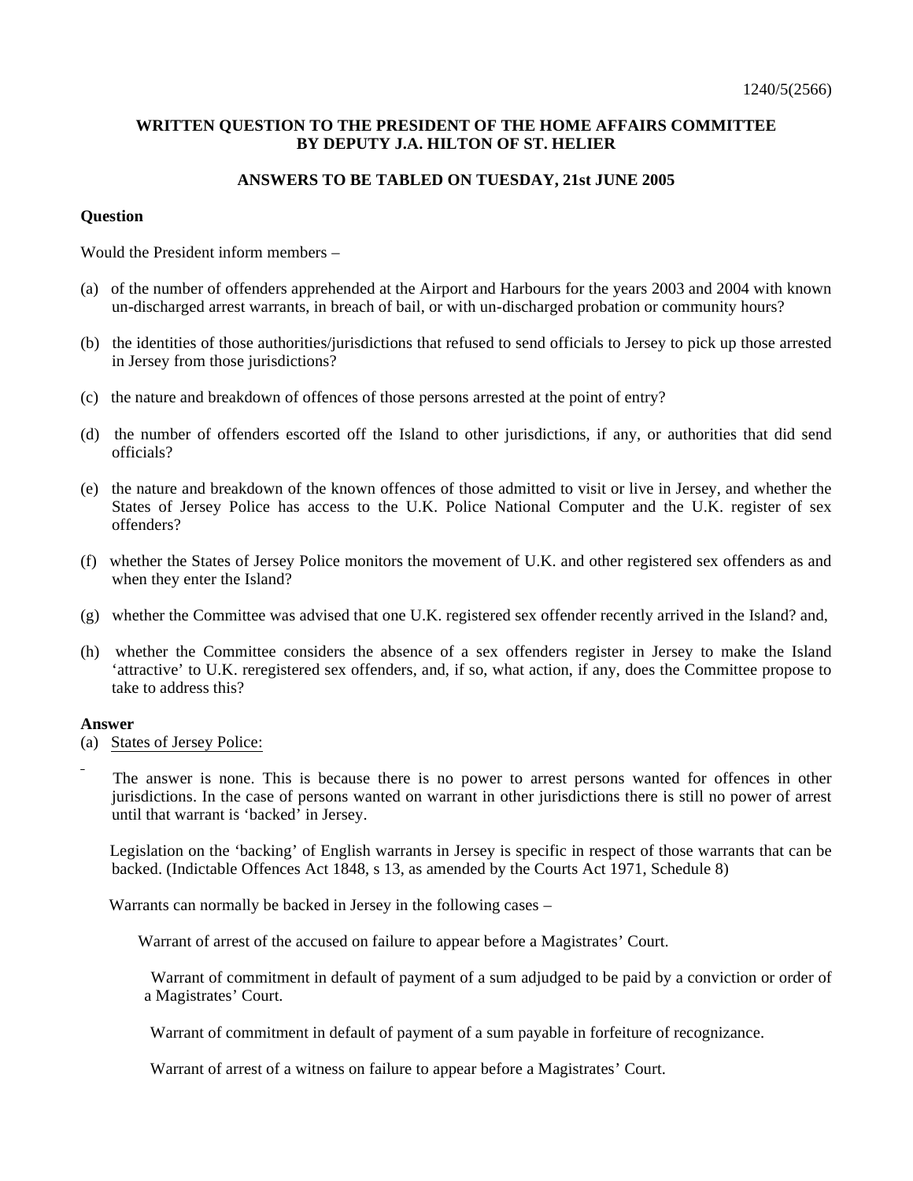1240/5(2566)

**WRITTEN QUESTION TO THE PRESIDENT OF THE HOME AFFAIRS COMMITTEE BY DEPUTY J.A. HILTON OF ST. HELIER**

**ANSWERS TO BE TABLED ON TUESDAY, 21st JUNE 2005**

**Question**

Would the President inform members –

(a) of the number of offenders apprehended at the Airport and Harbours for the years 2003 and 2004 with known un-discharged arrest warrants, in breach of bail, or with un-discharged probation or community hours?

(b) the identities of those authorities/jurisdictions that refused to send officials to Jersey to pick up those arrested in Jersey from those jurisdictions?

(c) the nature and breakdown of offences of those persons arrested at the point of entry?

(d) the number of offenders escorted off the Island to other jurisdictions, if any, or authorities that did send officials?

(e) the nature and breakdown of the known offences of those admitted to visit or live in Jersey, and whether the States of Jersey Police has access to the U.K. Police National Computer and the U.K. register of sex offenders?

(f) whether the States of Jersey Police monitors the movement of U.K. and other registered sex offenders as and when they enter the Island?

(g) whether the Committee was advised that one U.K. registered sex offender recently arrived in the Island? and,

(h) whether the Committee considers the absence of a sex offenders register in Jersey to make the Island 'attractive' to U.K. reregistered sex offenders, and, if so, what action, if any, does the Committee propose to take to address this?

**Answer**

(a) States of Jersey Police:

The answer is none. This is because there is no power to arrest persons wanted for offences in other jurisdictions. In the case of persons wanted on warrant in other jurisdictions there is still no power of arrest until that warrant is 'backed' in Jersey.

Legislation on the 'backing' of English warrants in Jersey is specific in respect of those warrants that can be backed. (Indictable Offences Act 1848, s 13, as amended by the Courts Act 1971, Schedule 8)

Warrants can normally be backed in Jersey in the following cases –

Warrant of arrest of the accused on failure to appear before a Magistrates' Court.

Warrant of commitment in default of payment of a sum adjudged to be paid by a conviction or order of a Magistrates' Court.

Warrant of commitment in default of payment of a sum payable in forfeiture of recognizance.

Warrant of arrest of a witness on failure to appear before a Magistrates' Court.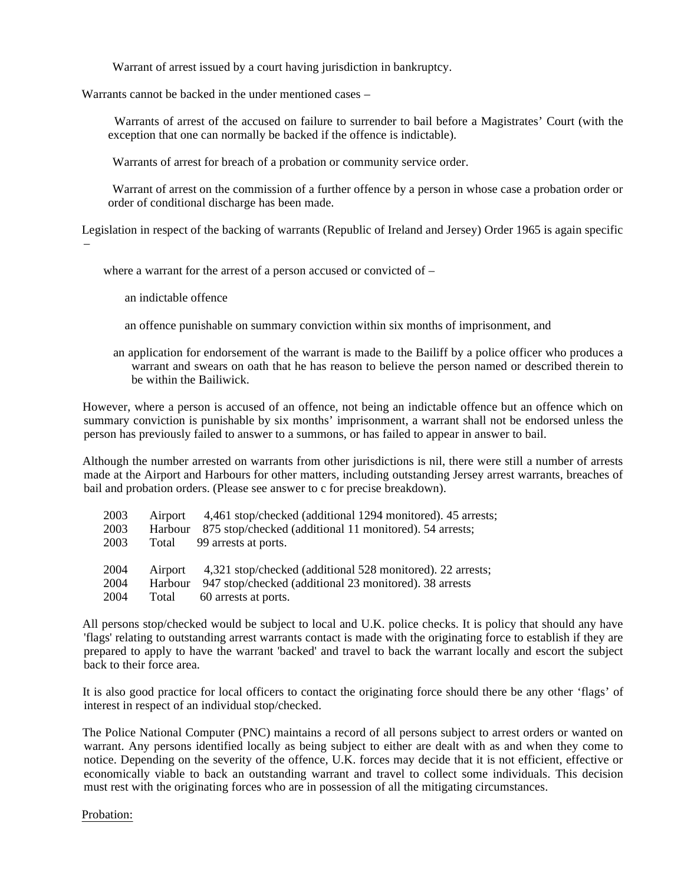Warrant of arrest issued by a court having jurisdiction in bankruptcy.

Warrants cannot be backed in the under mentioned cases –

Warrants of arrest of the accused on failure to surrender to bail before a Magistrates' Court (with the exception that one can normally be backed if the offence is indictable).

Warrants of arrest for breach of a probation or community service order.

Warrant of arrest on the commission of a further offence by a person in whose case a probation order or order of conditional discharge has been made.

Legislation in respect of the backing of warrants (Republic of Ireland and Jersey) Order 1965 is again specific –

where a warrant for the arrest of a person accused or convicted of –

an indictable offence

an offence punishable on summary conviction within six months of imprisonment, and

an application for endorsement of the warrant is made to the Bailiff by a police officer who produces a warrant and swears on oath that he has reason to believe the person named or described therein to be within the Bailiwick.

However, where a person is accused of an offence, not being an indictable offence but an offence which on summary conviction is punishable by six months' imprisonment, a warrant shall not be endorsed unless the person has previously failed to answer to a summons, or has failed to appear in answer to bail.

Although the number arrested on warrants from other jurisdictions is nil, there were still a number of arrests made at the Airport and Harbours for other matters, including outstanding Jersey arrest warrants, breaches of bail and probation orders. (Please see answer to c for precise breakdown).

| | | |
|---|---|---|
| 2003 | Airport | 4,461 stop/checked (additional 1294 monitored). 45 arrests; |
| 2003 | Harbour | 875 stop/checked (additional 11 monitored). 54 arrests; |
| 2003 | Total | 99 arrests at ports. |
| 2004 | Airport | 4,321 stop/checked (additional 528 monitored). 22 arrests; |
| 2004 | Harbour | 947 stop/checked (additional 23 monitored). 38 arrests |
| 2004 | Total | 60 arrests at ports. |

All persons stop/checked would be subject to local and U.K. police checks. It is policy that should any have 'flags' relating to outstanding arrest warrants contact is made with the originating force to establish if they are prepared to apply to have the warrant 'backed' and travel to back the warrant locally and escort the subject back to their force area.

It is also good practice for local officers to contact the originating force should there be any other 'flags' of interest in respect of an individual stop/checked.

The Police National Computer (PNC) maintains a record of all persons subject to arrest orders or wanted on warrant. Any persons identified locally as being subject to either are dealt with as and when they come to notice. Depending on the severity of the offence, U.K. forces may decide that it is not efficient, effective or economically viable to back an outstanding warrant and travel to collect some individuals. This decision must rest with the originating forces who are in possession of all the mitigating circumstances.

Probation: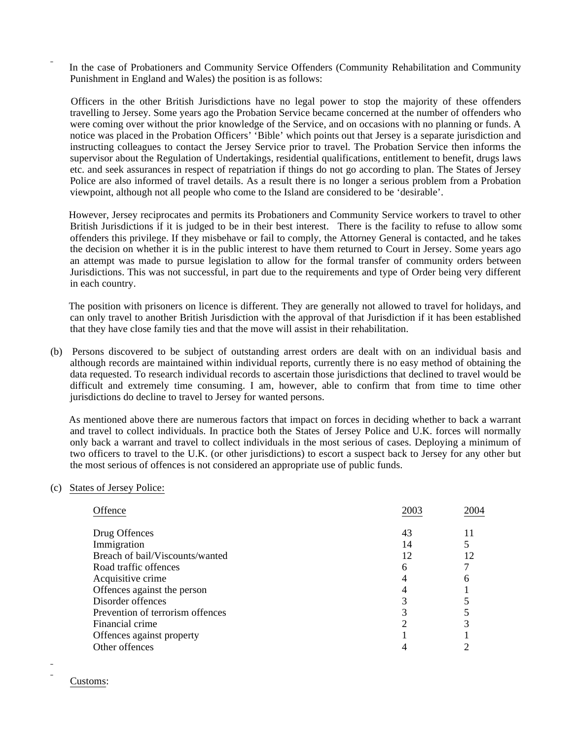In the case of Probationers and Community Service Offenders (Community Rehabilitation and Community Punishment in England and Wales) the position is as follows:

Officers in the other British Jurisdictions have no legal power to stop the majority of these offenders travelling to Jersey. Some years ago the Probation Service became concerned at the number of offenders who were coming over without the prior knowledge of the Service, and on occasions with no planning or funds. A notice was placed in the Probation Officers' 'Bible' which points out that Jersey is a separate jurisdiction and instructing colleagues to contact the Jersey Service prior to travel. The Probation Service then informs the supervisor about the Regulation of Undertakings, residential qualifications, entitlement to benefit, drugs laws etc. and seek assurances in respect of repatriation if things do not go according to plan. The States of Jersey Police are also informed of travel details. As a result there is no longer a serious problem from a Probation viewpoint, although not all people who come to the Island are considered to be 'desirable'.

However, Jersey reciprocates and permits its Probationers and Community Service workers to travel to other British Jurisdictions if it is judged to be in their best interest. There is the facility to refuse to allow some offenders this privilege. If they misbehave or fail to comply, the Attorney General is contacted, and he takes the decision on whether it is in the public interest to have them returned to Court in Jersey. Some years ago an attempt was made to pursue legislation to allow for the formal transfer of community orders between Jurisdictions. This was not successful, in part due to the requirements and type of Order being very different in each country.

The position with prisoners on licence is different. They are generally not allowed to travel for holidays, and can only travel to another British Jurisdiction with the approval of that Jurisdiction if it has been established that they have close family ties and that the move will assist in their rehabilitation.

(b) Persons discovered to be subject of outstanding arrest orders are dealt with on an individual basis and although records are maintained within individual reports, currently there is no easy method of obtaining the data requested. To research individual records to ascertain those jurisdictions that declined to travel would be difficult and extremely time consuming. I am, however, able to confirm that from time to time other jurisdictions do decline to travel to Jersey for wanted persons.

As mentioned above there are numerous factors that impact on forces in deciding whether to back a warrant and travel to collect individuals. In practice both the States of Jersey Police and U.K. forces will normally only back a warrant and travel to collect individuals in the most serious of cases. Deploying a minimum of two officers to travel to the U.K. (or other jurisdictions) to escort a suspect back to Jersey for any other but the most serious of offences is not considered an appropriate use of public funds.

(c) States of Jersey Police:

| Offence | 2003 | 2004 |
|---|---|---|
| Drug Offences | 43 | 11 |
| Immigration | 14 | 5 |
| Breach of bail/Viscounts/wanted | 12 | 12 |
| Road traffic offences | 6 | 7 |
| Acquisitive crime | 4 | 6 |
| Offences against the person | 4 | 1 |
| Disorder offences | 3 | 5 |
| Prevention of terrorism offences | 3 | 5 |
| Financial crime | 2 | 3 |
| Offences against property | 1 | 1 |
| Other offences | 4 | 2 |

Customs: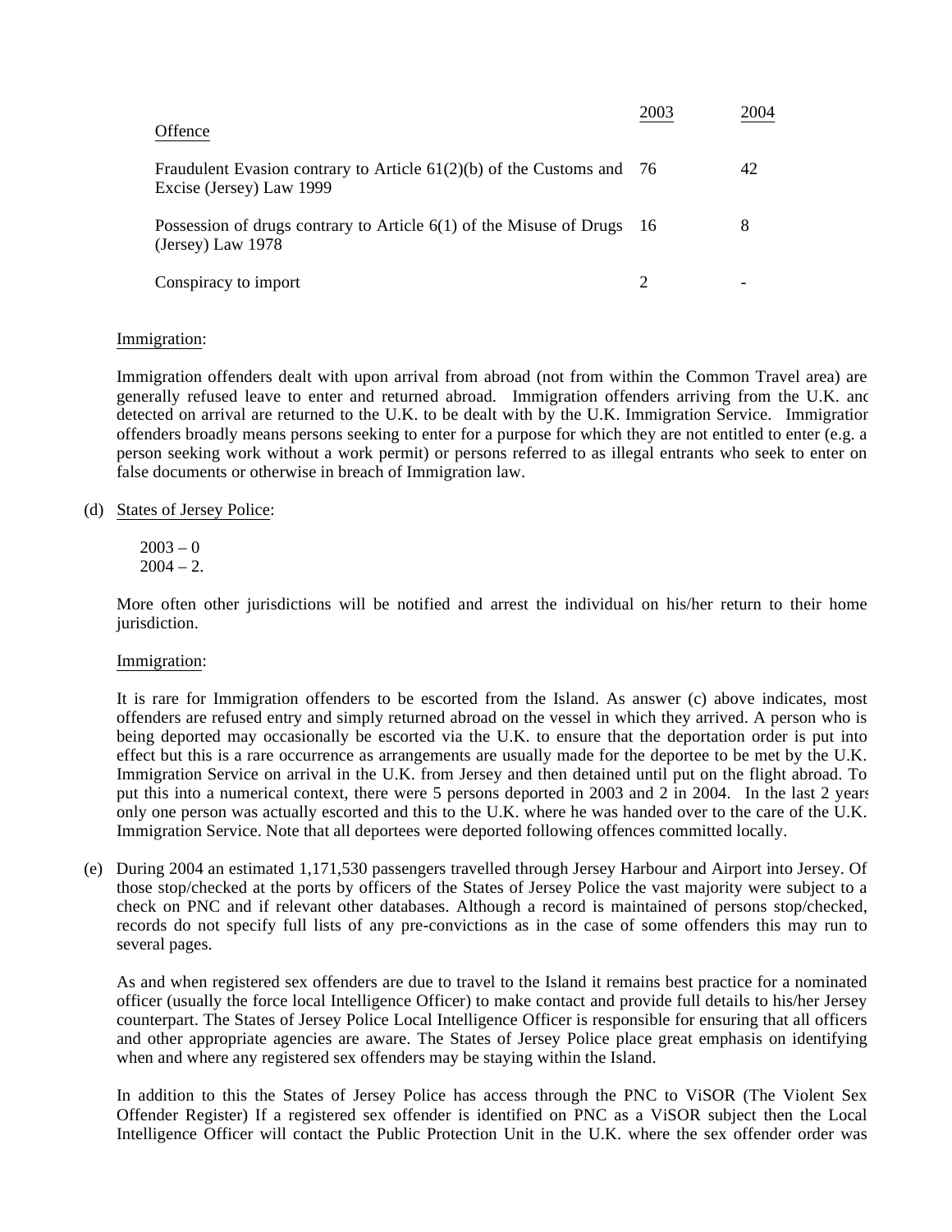| Offence | 2003 | 2004 |
|---|---|---|
| Fraudulent Evasion contrary to Article 61(2)(b) of the Customs and Excise (Jersey) Law 1999 | 76 | 42 |
| Possession of drugs contrary to Article 6(1) of the Misuse of Drugs (Jersey) Law 1978 | 16 | 8 |
| Conspiracy to import | 2 | - |

Immigration:

Immigration offenders dealt with upon arrival from abroad (not from within the Common Travel area) are generally refused leave to enter and returned abroad. Immigration offenders arriving from the U.K. and detected on arrival are returned to the U.K. to be dealt with by the U.K. Immigration Service. Immigration offenders broadly means persons seeking to enter for a purpose for which they are not entitled to enter (e.g. a person seeking work without a work permit) or persons referred to as illegal entrants who seek to enter on false documents or otherwise in breach of Immigration law.

(d) States of Jersey Police:

2003 – 0
2004 – 2.

More often other jurisdictions will be notified and arrest the individual on his/her return to their home jurisdiction.

Immigration:

It is rare for Immigration offenders to be escorted from the Island. As answer (c) above indicates, most offenders are refused entry and simply returned abroad on the vessel in which they arrived. A person who is being deported may occasionally be escorted via the U.K. to ensure that the deportation order is put into effect but this is a rare occurrence as arrangements are usually made for the deportee to be met by the U.K. Immigration Service on arrival in the U.K. from Jersey and then detained until put on the flight abroad. To put this into a numerical context, there were 5 persons deported in 2003 and 2 in 2004. In the last 2 years only one person was actually escorted and this to the U.K. where he was handed over to the care of the U.K. Immigration Service. Note that all deportees were deported following offences committed locally.

(e) During 2004 an estimated 1,171,530 passengers travelled through Jersey Harbour and Airport into Jersey. Of those stop/checked at the ports by officers of the States of Jersey Police the vast majority were subject to a check on PNC and if relevant other databases. Although a record is maintained of persons stop/checked, records do not specify full lists of any pre-convictions as in the case of some offenders this may run to several pages.

As and when registered sex offenders are due to travel to the Island it remains best practice for a nominated officer (usually the force local Intelligence Officer) to make contact and provide full details to his/her Jersey counterpart. The States of Jersey Police Local Intelligence Officer is responsible for ensuring that all officers and other appropriate agencies are aware. The States of Jersey Police place great emphasis on identifying when and where any registered sex offenders may be staying within the Island.

In addition to this the States of Jersey Police has access through the PNC to ViSOR (The Violent Sex Offender Register) If a registered sex offender is identified on PNC as a ViSOR subject then the Local Intelligence Officer will contact the Public Protection Unit in the U.K. where the sex offender order was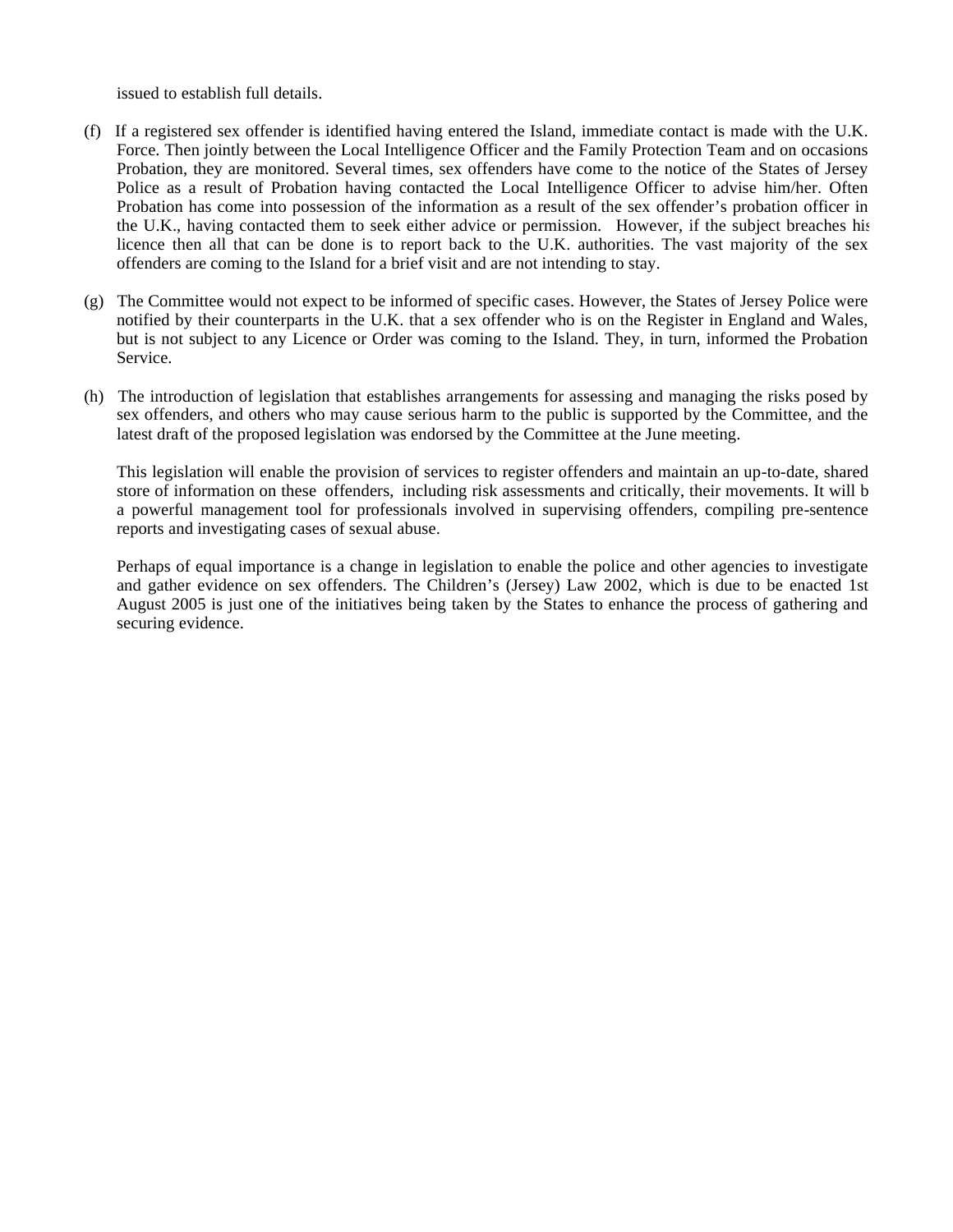issued to establish full details.

(f) If a registered sex offender is identified having entered the Island, immediate contact is made with the U.K. Force. Then jointly between the Local Intelligence Officer and the Family Protection Team and on occasions Probation, they are monitored. Several times, sex offenders have come to the notice of the States of Jersey Police as a result of Probation having contacted the Local Intelligence Officer to advise him/her. Often Probation has come into possession of the information as a result of the sex offender's probation officer in the U.K., having contacted them to seek either advice or permission. However, if the subject breaches his licence then all that can be done is to report back to the U.K. authorities. The vast majority of the sex offenders are coming to the Island for a brief visit and are not intending to stay.

(g) The Committee would not expect to be informed of specific cases. However, the States of Jersey Police were notified by their counterparts in the U.K. that a sex offender who is on the Register in England and Wales, but is not subject to any Licence or Order was coming to the Island. They, in turn, informed the Probation Service.

(h) The introduction of legislation that establishes arrangements for assessing and managing the risks posed by sex offenders, and others who may cause serious harm to the public is supported by the Committee, and the latest draft of the proposed legislation was endorsed by the Committee at the June meeting.

This legislation will enable the provision of services to register offenders and maintain an up-to-date, shared store of information on these offenders, including risk assessments and critically, their movements. It will b a powerful management tool for professionals involved in supervising offenders, compiling pre-sentence reports and investigating cases of sexual abuse.

Perhaps of equal importance is a change in legislation to enable the police and other agencies to investigate and gather evidence on sex offenders. The Children's (Jersey) Law 2002, which is due to be enacted 1st August 2005 is just one of the initiatives being taken by the States to enhance the process of gathering and securing evidence.